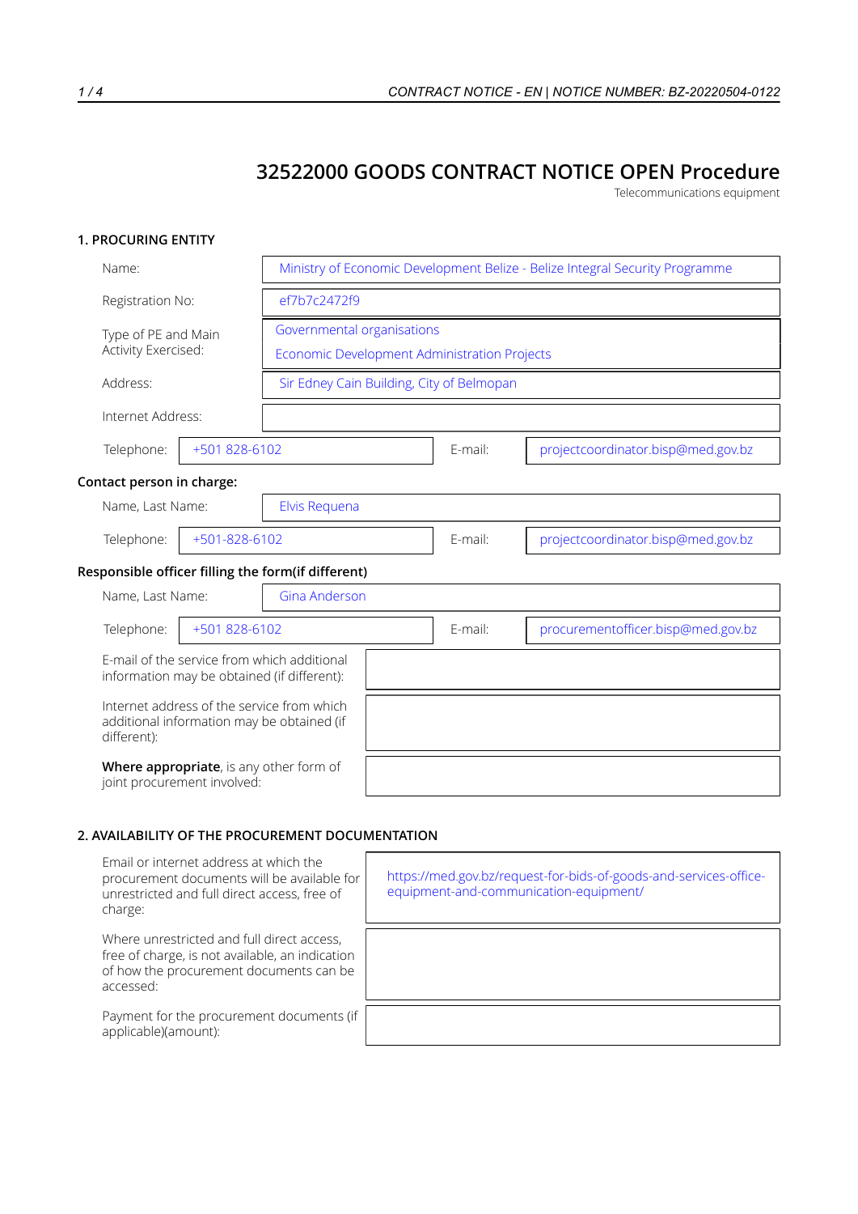# 32522000 GOODS CONTRACT NOTICE OPEN Procedure

Telecommunications equipment

## 1. PROCURING ENTITY

| | |
|---|---|
| Name: | Ministry of Economic Development Belize - Belize Integral Security Programme |
| Registration No: | ef7b7c2472f9 |
| Type of PE and Main Activity Exercised: | Governmental organisations<br>Economic Development Administration Projects |
| Address: | Sir Edney Cain Building, City of Belmopan |
| Internet Address: | |

| | | | |
|---|---|---|---|
| Telephone: | +501 828-6102 | E-mail: | projectcoordinator.bisp@med.gov.bz |

**Contact person in charge:**

| | | | |
|---|---|---|---|
| Name, Last Name: | Elvis Requena | | |
| Telephone: | +501-828-6102 | E-mail: | projectcoordinator.bisp@med.gov.bz |

**Responsible officer filling the form(if different)**

| | | | |
|---|---|---|---|
| Name, Last Name: | Gina Anderson | | |
| Telephone: | +501 828-6102 | E-mail: | procurementofficer.bisp@med.gov.bz |

| | |
|---|---|
| E-mail of the service from which additional information may be obtained (if different): | |
| Internet address of the service from which additional information may be obtained (if different): | |
| **Where appropriate**, is any other form of joint procurement involved: | |

## 2. AVAILABILITY OF THE PROCUREMENT DOCUMENTATION

| | |
|---|---|
| Email or internet address at which the procurement documents will be available for unrestricted and full direct access, free of charge: | https://med.gov.bz/request-for-bids-of-goods-and-services-office-equipment-and-communication-equipment/ |
| Where unrestricted and full direct access, free of charge, is not available, an indication of how the procurement documents can be accessed: | |
| Payment for the procurement documents (if applicable)(amount): | |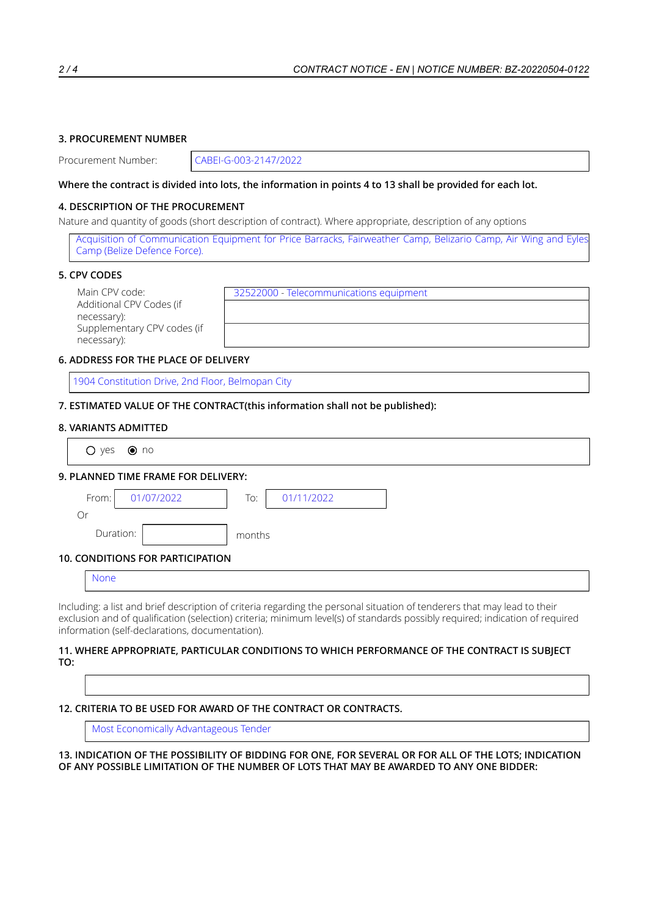### 3. PROCUREMENT NUMBER

| Procurement Number: | CABEI-G-003-2147/2022 |
|---|---|

**Where the contract is divided into lots, the information in points 4 to 13 shall be provided for each lot.**

### 4. DESCRIPTION OF THE PROCUREMENT

Nature and quantity of goods (short description of contract). Where appropriate, description of any options

Acquisition of Communication Equipment for Price Barracks, Fairweather Camp, Belizario Camp, Air Wing and Eyles Camp (Belize Defence Force).

### 5. CPV CODES

| | |
|---|---|
| Main CPV code: | 32522000 - Telecommunications equipment |
| Additional CPV Codes (if necessary): | |
| Supplementary CPV codes (if necessary): | |

### 6. ADDRESS FOR THE PLACE OF DELIVERY

1904 Constitution Drive, 2nd Floor, Belmopan City

### 7. ESTIMATED VALUE OF THE CONTRACT(this information shall not be published):

### 8. VARIANTS ADMITTED

○ yes ◉ no

### 9. PLANNED TIME FRAME FOR DELIVERY:

From: 01/07/2022 To: 01/11/2022

Or

Duration: months

### 10. CONDITIONS FOR PARTICIPATION

None

Including: a list and brief description of criteria regarding the personal situation of tenderers that may lead to their exclusion and of qualification (selection) criteria; minimum level(s) of standards possibly required; indication of required information (self-declarations, documentation).

### 11. WHERE APPROPRIATE, PARTICULAR CONDITIONS TO WHICH PERFORMANCE OF THE CONTRACT IS SUBJECT TO:

### 12. CRITERIA TO BE USED FOR AWARD OF THE CONTRACT OR CONTRACTS.

Most Economically Advantageous Tender

### 13. INDICATION OF THE POSSIBILITY OF BIDDING FOR ONE, FOR SEVERAL OR FOR ALL OF THE LOTS; INDICATION OF ANY POSSIBLE LIMITATION OF THE NUMBER OF LOTS THAT MAY BE AWARDED TO ANY ONE BIDDER: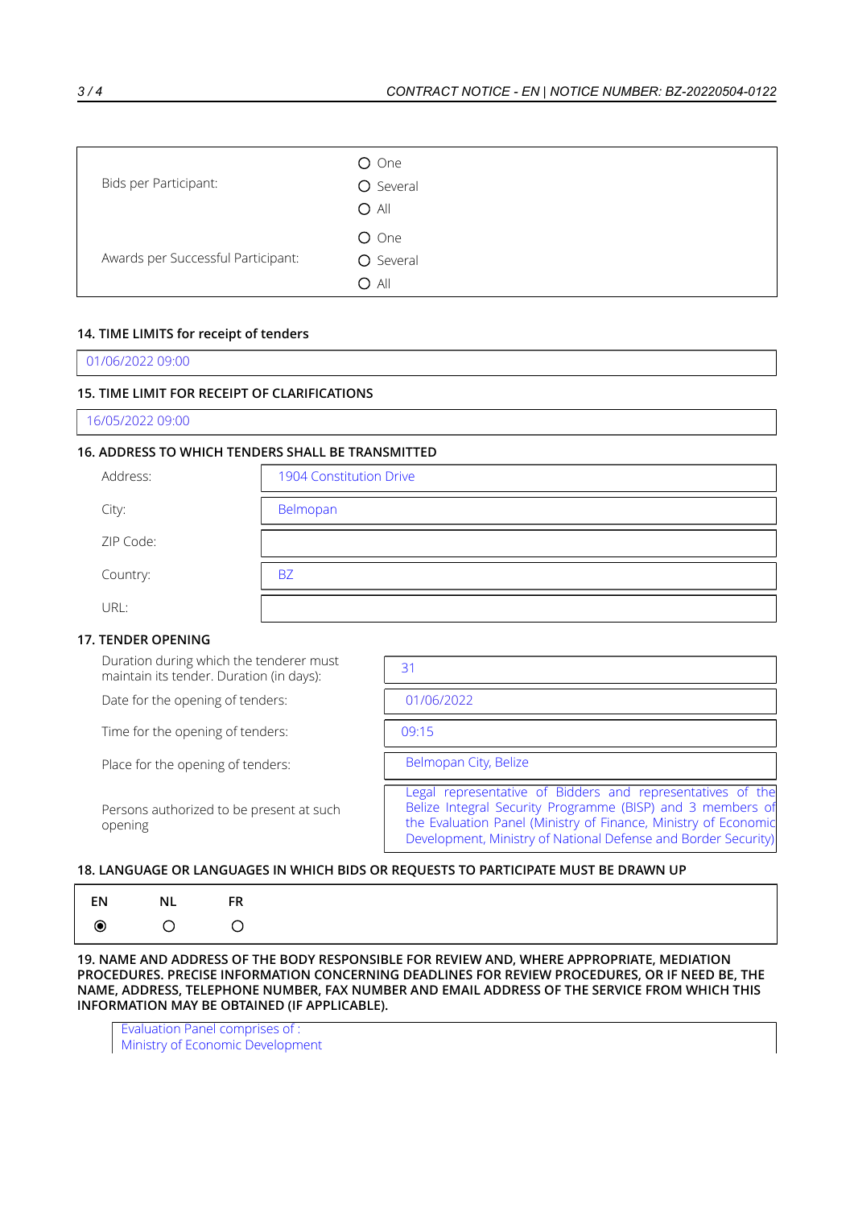| | |
|---|---|
| Bids per Participant: | ○ One<br>○ Several<br>○ All |
| Awards per Successful Participant: | ○ One<br>○ Several<br>○ All |

## 14. TIME LIMITS for receipt of tenders

01/06/2022 09:00

## 15. TIME LIMIT FOR RECEIPT OF CLARIFICATIONS

16/05/2022 09:00

## 16. ADDRESS TO WHICH TENDERS SHALL BE TRANSMITTED

| | |
|---|---|
| Address: | 1904 Constitution Drive |
| City: | Belmopan |
| ZIP Code: | |
| Country: | BZ |
| URL: | |

## 17. TENDER OPENING

| | |
|---|---|
| Duration during which the tenderer must maintain its tender. Duration (in days): | 31 |
| Date for the opening of tenders: | 01/06/2022 |
| Time for the opening of tenders: | 09:15 |
| Place for the opening of tenders: | Belmopan City, Belize |
| Persons authorized to be present at such opening | Legal representative of Bidders and representatives of the Belize Integral Security Programme (BISP) and 3 members of the Evaluation Panel (Ministry of Finance, Ministry of Economic Development, Ministry of National Defense and Border Security) |

## 18. LANGUAGE OR LANGUAGES IN WHICH BIDS OR REQUESTS TO PARTICIPATE MUST BE DRAWN UP

| EN | NL | FR |
|---|---|---|
| ◉ | ○ | ○ |

## 19. NAME AND ADDRESS OF THE BODY RESPONSIBLE FOR REVIEW AND, WHERE APPROPRIATE, MEDIATION PROCEDURES. PRECISE INFORMATION CONCERNING DEADLINES FOR REVIEW PROCEDURES, OR IF NEED BE, THE NAME, ADDRESS, TELEPHONE NUMBER, FAX NUMBER AND EMAIL ADDRESS OF THE SERVICE FROM WHICH THIS INFORMATION MAY BE OBTAINED (IF APPLICABLE).

Evaluation Panel comprises of :
Ministry of Economic Development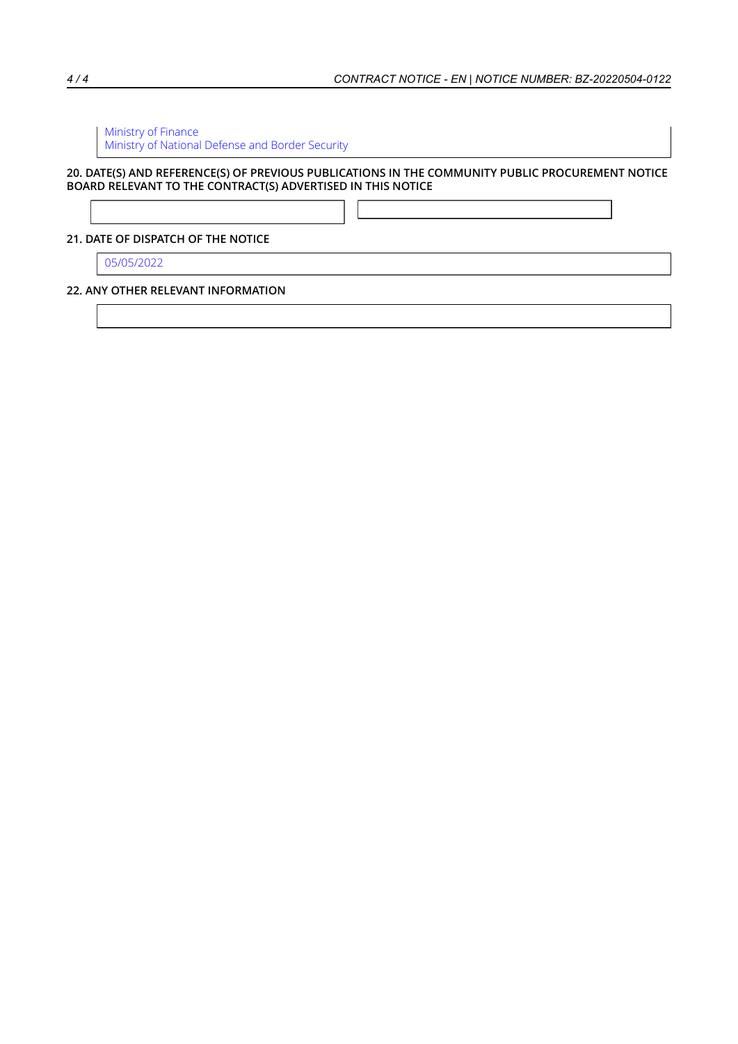Ministry of Finance
Ministry of National Defense and Border Security

**20. DATE(S) AND REFERENCE(S) OF PREVIOUS PUBLICATIONS IN THE COMMUNITY PUBLIC PROCUREMENT NOTICE BOARD RELEVANT TO THE CONTRACT(S) ADVERTISED IN THIS NOTICE**

**21. DATE OF DISPATCH OF THE NOTICE**

05/05/2022

**22. ANY OTHER RELEVANT INFORMATION**